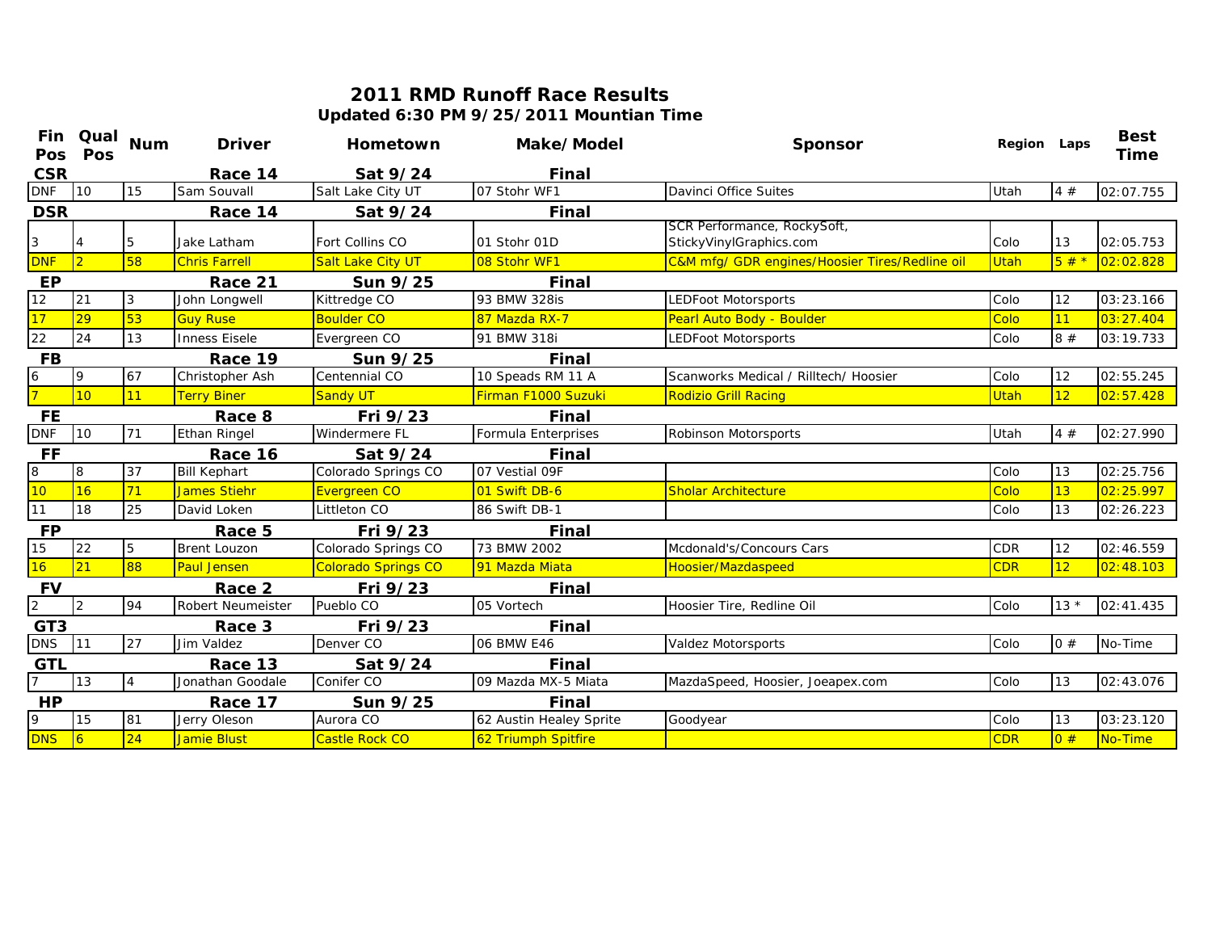# 2011 RMD Runoff Race Results

**Updated 6:30 PM 9/25/2011 Mountian Time**

| Fin Pos | Qual Pos | Num | Driver | Hometown | Make/Model | Sponsor | Region | Laps | Best Time |
|---|---|---|---|---|---|---|---|---|---|
| **CSR** | | | **Race 14** | **Sat 9/24** | **Final** | | | | |
| DNF | 10 | 15 | Sam Souvall | Salt Lake City UT | 07 Stohr WF1 | Davinci Office Suites | Utah | 4 # | 02:07.755 |
| **DSR** | | | **Race 14** | **Sat 9/24** | **Final** | | | | |
| 3 | 4 | 5 | Jake Latham | Fort Collins CO | 01 Stohr 01D | SCR Performance, RockySoft, StickyVinylGraphics.com | Colo | 13 | 02:05.753 |
| DNF | 2 | 58 | Chris Farrell | Salt Lake City UT | 08 Stohr WF1 | C&M mfg/ GDR engines/Hoosier Tires/Redline oil | Utah | 5 # * | 02:02.828 |
| **EP** | | | **Race 21** | **Sun 9/25** | **Final** | | | | |
| 12 | 21 | 3 | John Longwell | Kittredge CO | 93 BMW 328is | LEDFoot Motorsports | Colo | 12 | 03:23.166 |
| 17 | 29 | 53 | Guy Ruse | Boulder CO | 87 Mazda RX-7 | Pearl Auto Body - Boulder | Colo | 11 | 03:27.404 |
| 22 | 24 | 13 | Inness Eisele | Evergreen CO | 91 BMW 318i | LEDFoot Motorsports | Colo | 8 # | 03:19.733 |
| **FB** | | | **Race 19** | **Sun 9/25** | **Final** | | | | |
| 6 | 9 | 67 | Christopher Ash | Centennial CO | 10 Speads RM 11 A | Scanworks Medical / Rilltech/ Hoosier | Colo | 12 | 02:55.245 |
| 7 | 10 | 11 | Terry Biner | Sandy UT | Firman F1000 Suzuki | Rodizio Grill Racing | Utah | 12 | 02:57.428 |
| **FE** | | | **Race 8** | **Fri 9/23** | **Final** | | | | |
| DNF | 10 | 71 | Ethan Ringel | Windermere FL | Formula Enterprises | Robinson Motorsports | Utah | 4 # | 02:27.990 |
| **FF** | | | **Race 16** | **Sat 9/24** | **Final** | | | | |
| 8 | 8 | 37 | Bill Kephart | Colorado Springs CO | 07 Vestial 09F | | Colo | 13 | 02:25.756 |
| 10 | 16 | 71 | James Stiehr | Evergreen CO | 01 Swift DB-6 | Sholar Architecture | Colo | 13 | 02:25.997 |
| 11 | 18 | 25 | David Loken | Littleton CO | 86 Swift DB-1 | | Colo | 13 | 02:26.223 |
| **FP** | | | **Race 5** | **Fri 9/23** | **Final** | | | | |
| 15 | 22 | 5 | Brent Louzon | Colorado Springs CO | 73 BMW 2002 | Mcdonald's/Concours Cars | CDR | 12 | 02:46.559 |
| 16 | 21 | 88 | Paul Jensen | Colorado Springs CO | 91 Mazda Miata | Hoosier/Mazdaspeed | CDR | 12 | 02:48.103 |
| **FV** | | | **Race 2** | **Fri 9/23** | **Final** | | | | |
| 2 | 2 | 94 | Robert Neumeister | Pueblo CO | 05 Vortech | Hoosier Tire, Redline Oil | Colo | 13 * | 02:41.435 |
| **GT3** | | | **Race 3** | **Fri 9/23** | **Final** | | | | |
| DNS | 11 | 27 | Jim Valdez | Denver CO | 06 BMW E46 | Valdez Motorsports | Colo | 0 # | No-Time |
| **GTL** | | | **Race 13** | **Sat 9/24** | **Final** | | | | |
| 7 | 13 | 4 | Jonathan Goodale | Conifer CO | 09 Mazda MX-5 Miata | MazdaSpeed, Hoosier, Joeapex.com | Colo | 13 | 02:43.076 |
| **HP** | | | **Race 17** | **Sun 9/25** | **Final** | | | | |
| 9 | 15 | 81 | Jerry Oleson | Aurora CO | 62 Austin Healey Sprite | Goodyear | Colo | 13 | 03:23.120 |
| DNS | 6 | 24 | Jamie Blust | Castle Rock CO | 62 Triumph Spitfire | | CDR | 0 # | No-Time |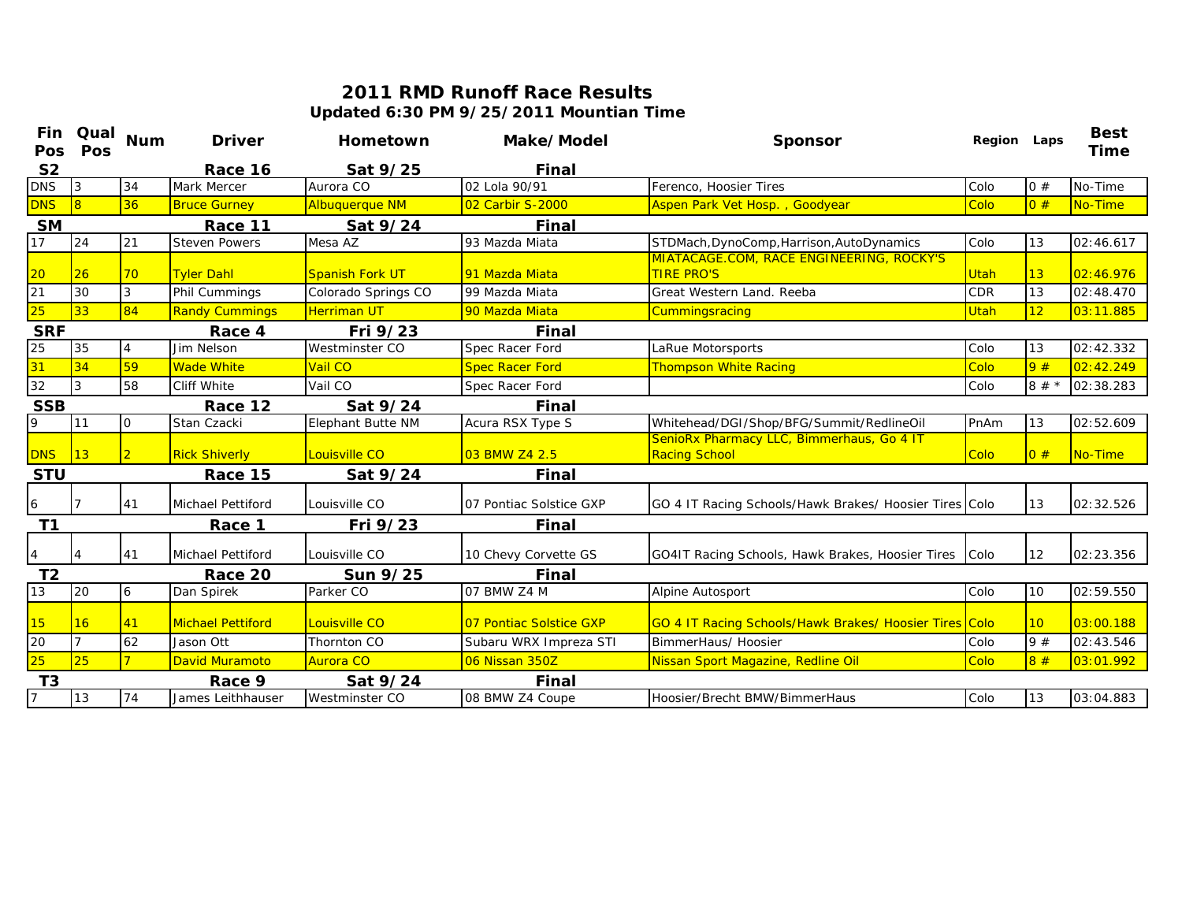# 2011 RMD Runoff Race Results

**Updated 6:30 PM 9/25/2011 Mountian Time**

| Fin Pos | Qual Pos | Num | Driver | Hometown | Make/Model | Sponsor | Region | Laps | Best Time |
|---|---|---|---|---|---|---|---|---|---|
| **S2** | | | **Race 16** | **Sat 9/25** | **Final** | | | | |
| DNS | 3 | 34 | Mark Mercer | Aurora CO | 02 Lola 90/91 | Ferenco, Hoosier Tires | Colo | 0 # | No-Time |
| DNS | 8 | 36 | Bruce Gurney | Albuquerque NM | 02 Carbir S-2000 | Aspen Park Vet Hosp. , Goodyear | Colo | 0 # | No-Time |
| **SM** | | | **Race 11** | **Sat 9/24** | **Final** | | | | |
| 17 | 24 | 21 | Steven Powers | Mesa AZ | 93 Mazda Miata | STDMach,DynoComp,Harrison,AutoDynamics | Colo | 13 | 02:46.617 |
| 20 | 26 | 70 | Tyler Dahl | Spanish Fork UT | 91 Mazda Miata | MIATACAGE.COM, RACE ENGINEERING, ROCKY'S TIRE PRO'S | Utah | 13 | 02:46.976 |
| 21 | 30 | 3 | Phil Cummings | Colorado Springs CO | 99 Mazda Miata | Great Western Land. Reeba | CDR | 13 | 02:48.470 |
| 25 | 33 | 84 | Randy Cummings | Herriman UT | 90 Mazda Miata | Cummingsracing | Utah | 12 | 03:11.885 |
| **SRF** | | | **Race 4** | **Fri 9/23** | **Final** | | | | |
| 25 | 35 | 4 | Jim Nelson | Westminster CO | Spec Racer Ford | LaRue Motorsports | Colo | 13 | 02:42.332 |
| 31 | 34 | 59 | Wade White | Vail CO | Spec Racer Ford | Thompson White Racing | Colo | 9 # | 02:42.249 |
| 32 | 3 | 58 | Cliff White | Vail CO | Spec Racer Ford | | Colo | 8 # * | 02:38.283 |
| **SSB** | | | **Race 12** | **Sat 9/24** | **Final** | | | | |
| 9 | 11 | 0 | Stan Czacki | Elephant Butte NM | Acura RSX Type S | Whitehead/DGI/Shop/BFG/Summit/RedlineOil | PnAm | 13 | 02:52.609 |
| DNS | 13 | 2 | Rick Shiverly | Louisville CO | 03 BMW Z4 2.5 | SenioRx Pharmacy LLC, Bimmerhaus, Go 4 IT Racing School | Colo | 0 # | No-Time |
| **STU** | | | **Race 15** | **Sat 9/24** | **Final** | | | | |
| 6 | 7 | 41 | Michael Pettiford | Louisville CO | 07 Pontiac Solstice GXP | GO 4 IT Racing Schools/Hawk Brakes/ Hoosier Tires | Colo | 13 | 02:32.526 |
| **T1** | | | **Race 1** | **Fri 9/23** | **Final** | | | | |
| 4 | 4 | 41 | Michael Pettiford | Louisville CO | 10 Chevy Corvette GS | GO4IT Racing Schools, Hawk Brakes, Hoosier Tires | Colo | 12 | 02:23.356 |
| **T2** | | | **Race 20** | **Sun 9/25** | **Final** | | | | |
| 13 | 20 | 6 | Dan Spirek | Parker CO | 07 BMW Z4 M | Alpine Autosport | Colo | 10 | 02:59.550 |
| 15 | 16 | 41 | Michael Pettiford | Louisville CO | 07 Pontiac Solstice GXP | GO 4 IT Racing Schools/Hawk Brakes/ Hoosier Tires | Colo | 10 | 03:00.188 |
| 20 | 7 | 62 | Jason Ott | Thornton CO | Subaru WRX Impreza STI | BimmerHaus/ Hoosier | Colo | 9 # | 02:43.546 |
| 25 | 25 | 7 | David Muramoto | Aurora CO | 06 Nissan 350Z | Nissan Sport Magazine, Redline Oil | Colo | 8 # | 03:01.992 |
| **T3** | | | **Race 9** | **Sat 9/24** | **Final** | | | | |
| 7 | 13 | 74 | James Leithhauser | Westminster CO | 08 BMW Z4 Coupe | Hoosier/Brecht BMW/BimmerHaus | Colo | 13 | 03:04.883 |